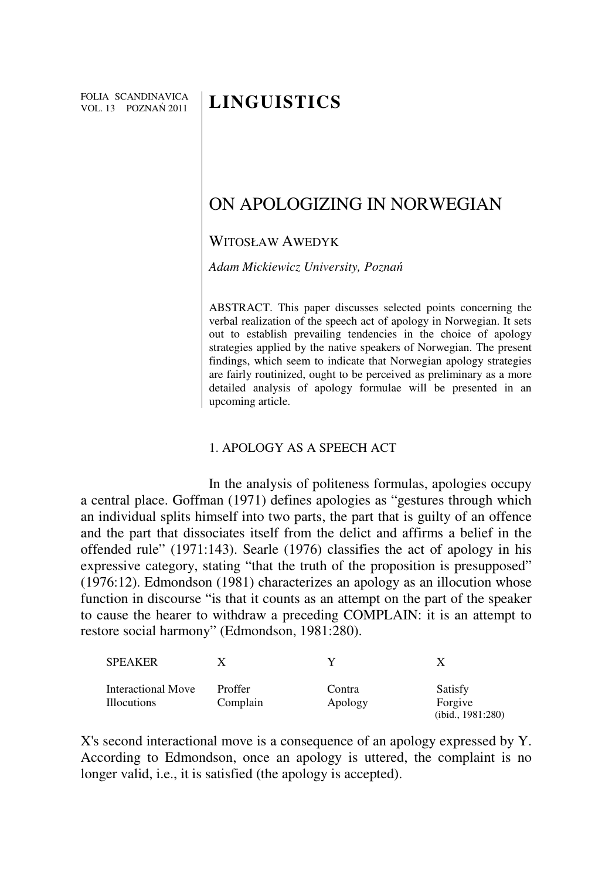FOLIA SCANDINAVICA
VOL. 13 POZNAŃ 2011

# LINGUISTICS

## ON APOLOGIZING IN NORWEGIAN

WITOSŁAW AWEDYK

*Adam Mickiewicz University, Poznań*

ABSTRACT. This paper discusses selected points concerning the verbal realization of the speech act of apology in Norwegian. It sets out to establish prevailing tendencies in the choice of apology strategies applied by the native speakers of Norwegian. The present findings, which seem to indicate that Norwegian apology strategies are fairly routinized, ought to be perceived as preliminary as a more detailed analysis of apology formulae will be presented in an upcoming article.

### 1. APOLOGY AS A SPEECH ACT

In the analysis of politeness formulas, apologies occupy a central place. Goffman (1971) defines apologies as "gestures through which an individual splits himself into two parts, the part that is guilty of an offence and the part that dissociates itself from the delict and affirms a belief in the offended rule" (1971:143). Searle (1976) classifies the act of apology in his expressive category, stating "that the truth of the proposition is presupposed" (1976:12). Edmondson (1981) characterizes an apology as an illocution whose function in discourse "is that it counts as an attempt on the part of the speaker to cause the hearer to withdraw a preceding COMPLAIN: it is an attempt to restore social harmony" (Edmondson, 1981:280).

| SPEAKER | X | Y | X |
|---|---|---|---|
| Interactional Move | Proffer | Contra | Satisfy |
| Illocutions | Complain | Apology | Forgive |

(ibid., 1981:280)

X's second interactional move is a consequence of an apology expressed by Y. According to Edmondson, once an apology is uttered, the complaint is no longer valid, i.e., it is satisfied (the apology is accepted).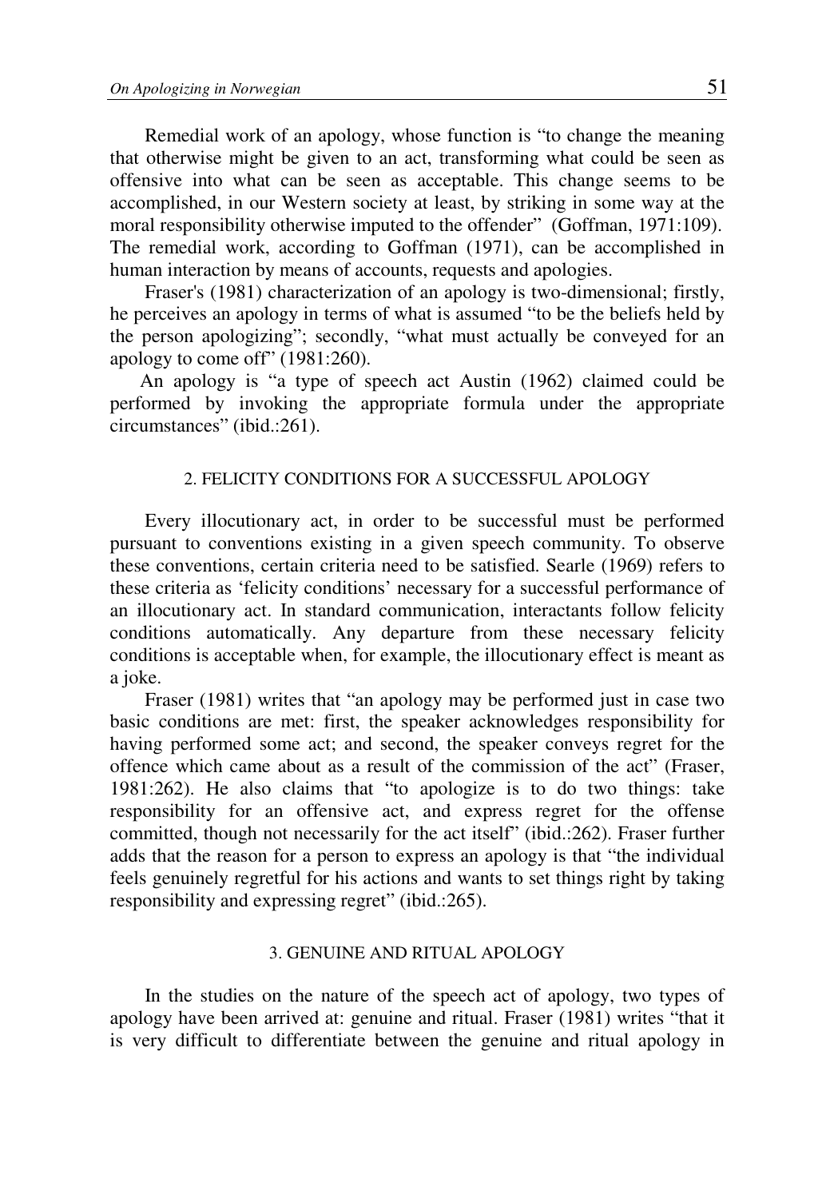Remedial work of an apology, whose function is "to change the meaning that otherwise might be given to an act, transforming what could be seen as offensive into what can be seen as acceptable. This change seems to be accomplished, in our Western society at least, by striking in some way at the moral responsibility otherwise imputed to the offender" (Goffman, 1971:109). The remedial work, according to Goffman (1971), can be accomplished in human interaction by means of accounts, requests and apologies.

Fraser's (1981) characterization of an apology is two-dimensional; firstly, he perceives an apology in terms of what is assumed "to be the beliefs held by the person apologizing"; secondly, "what must actually be conveyed for an apology to come off" (1981:260).

An apology is "a type of speech act Austin (1962) claimed could be performed by invoking the appropriate formula under the appropriate circumstances" (ibid.:261).

## 2. FELICITY CONDITIONS FOR A SUCCESSFUL APOLOGY

Every illocutionary act, in order to be successful must be performed pursuant to conventions existing in a given speech community. To observe these conventions, certain criteria need to be satisfied. Searle (1969) refers to these criteria as 'felicity conditions' necessary for a successful performance of an illocutionary act. In standard communication, interactants follow felicity conditions automatically. Any departure from these necessary felicity conditions is acceptable when, for example, the illocutionary effect is meant as a joke.

Fraser (1981) writes that "an apology may be performed just in case two basic conditions are met: first, the speaker acknowledges responsibility for having performed some act; and second, the speaker conveys regret for the offence which came about as a result of the commission of the act" (Fraser, 1981:262). He also claims that "to apologize is to do two things: take responsibility for an offensive act, and express regret for the offense committed, though not necessarily for the act itself" (ibid.:262). Fraser further adds that the reason for a person to express an apology is that "the individual feels genuinely regretful for his actions and wants to set things right by taking responsibility and expressing regret" (ibid.:265).

## 3. GENUINE AND RITUAL APOLOGY

In the studies on the nature of the speech act of apology, two types of apology have been arrived at: genuine and ritual. Fraser (1981) writes "that it is very difficult to differentiate between the genuine and ritual apology in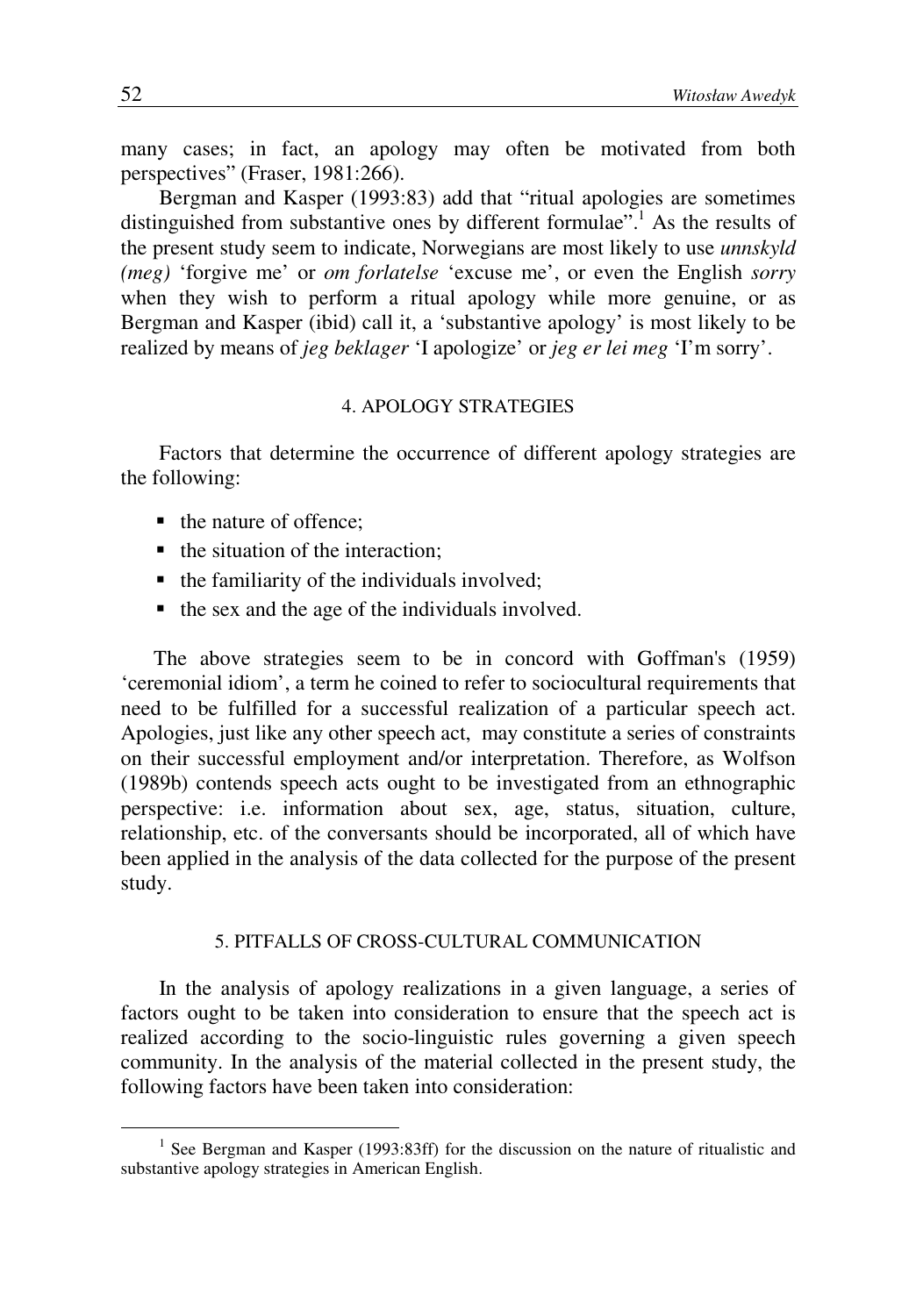many cases; in fact, an apology may often be motivated from both perspectives" (Fraser, 1981:266).

Bergman and Kasper (1993:83) add that "ritual apologies are sometimes distinguished from substantive ones by different formulae".[1] As the results of the present study seem to indicate, Norwegians are most likely to use *unnskyld (meg)* 'forgive me' or *om forlatelse* 'excuse me', or even the English *sorry* when they wish to perform a ritual apology while more genuine, or as Bergman and Kasper (ibid) call it, a 'substantive apology' is most likely to be realized by means of *jeg beklager* 'I apologize' or *jeg er lei meg* 'I'm sorry'.

## 4. APOLOGY STRATEGIES

Factors that determine the occurrence of different apology strategies are the following:

- the nature of offence;
- the situation of the interaction;
- the familiarity of the individuals involved;
- the sex and the age of the individuals involved.

The above strategies seem to be in concord with Goffman's (1959) 'ceremonial idiom', a term he coined to refer to sociocultural requirements that need to be fulfilled for a successful realization of a particular speech act. Apologies, just like any other speech act, may constitute a series of constraints on their successful employment and/or interpretation. Therefore, as Wolfson (1989b) contends speech acts ought to be investigated from an ethnographic perspective: i.e. information about sex, age, status, situation, culture, relationship, etc. of the conversants should be incorporated, all of which have been applied in the analysis of the data collected for the purpose of the present study.

## 5. PITFALLS OF CROSS-CULTURAL COMMUNICATION

In the analysis of apology realizations in a given language, a series of factors ought to be taken into consideration to ensure that the speech act is realized according to the socio-linguistic rules governing a given speech community. In the analysis of the material collected in the present study, the following factors have been taken into consideration:

---

[1] See Bergman and Kasper (1993:83ff) for the discussion on the nature of ritualistic and substantive apology strategies in American English.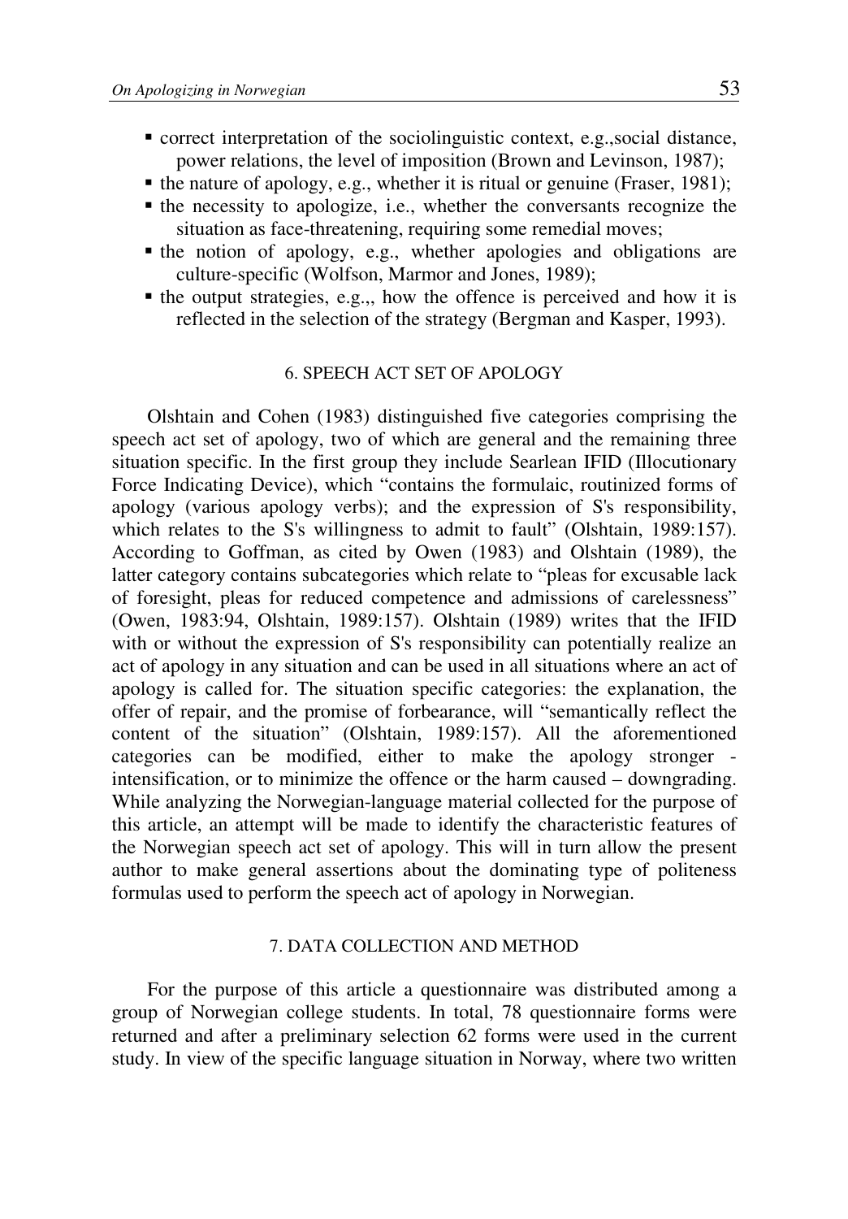- correct interpretation of the sociolinguistic context, e.g.,social distance, power relations, the level of imposition (Brown and Levinson, 1987);
- the nature of apology, e.g., whether it is ritual or genuine (Fraser, 1981);
- the necessity to apologize, i.e., whether the conversants recognize the situation as face-threatening, requiring some remedial moves;
- the notion of apology, e.g., whether apologies and obligations are culture-specific (Wolfson, Marmor and Jones, 1989);
- the output strategies, e.g.,, how the offence is perceived and how it is reflected in the selection of the strategy (Bergman and Kasper, 1993).

## 6. SPEECH ACT SET OF APOLOGY

Olshtain and Cohen (1983) distinguished five categories comprising the speech act set of apology, two of which are general and the remaining three situation specific. In the first group they include Searlean IFID (Illocutionary Force Indicating Device), which "contains the formulaic, routinized forms of apology (various apology verbs); and the expression of S's responsibility, which relates to the S's willingness to admit to fault" (Olshtain, 1989:157). According to Goffman, as cited by Owen (1983) and Olshtain (1989), the latter category contains subcategories which relate to "pleas for excusable lack of foresight, pleas for reduced competence and admissions of carelessness" (Owen, 1983:94, Olshtain, 1989:157). Olshtain (1989) writes that the IFID with or without the expression of S's responsibility can potentially realize an act of apology in any situation and can be used in all situations where an act of apology is called for. The situation specific categories: the explanation, the offer of repair, and the promise of forbearance, will "semantically reflect the content of the situation" (Olshtain, 1989:157). All the aforementioned categories can be modified, either to make the apology stronger - intensification, or to minimize the offence or the harm caused – downgrading. While analyzing the Norwegian-language material collected for the purpose of this article, an attempt will be made to identify the characteristic features of the Norwegian speech act set of apology. This will in turn allow the present author to make general assertions about the dominating type of politeness formulas used to perform the speech act of apology in Norwegian.

## 7. DATA COLLECTION AND METHOD

For the purpose of this article a questionnaire was distributed among a group of Norwegian college students. In total, 78 questionnaire forms were returned and after a preliminary selection 62 forms were used in the current study. In view of the specific language situation in Norway, where two written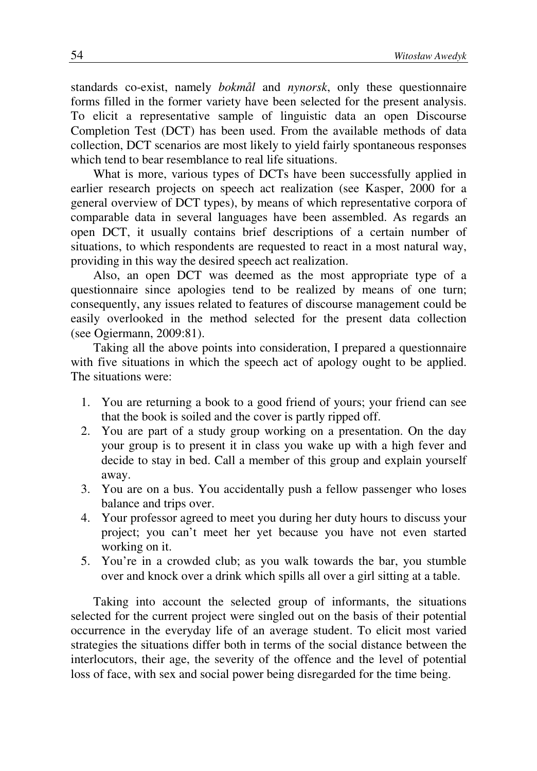standards co-exist, namely *bokmål* and *nynorsk*, only these questionnaire forms filled in the former variety have been selected for the present analysis. To elicit a representative sample of linguistic data an open Discourse Completion Test (DCT) has been used. From the available methods of data collection, DCT scenarios are most likely to yield fairly spontaneous responses which tend to bear resemblance to real life situations.

What is more, various types of DCTs have been successfully applied in earlier research projects on speech act realization (see Kasper, 2000 for a general overview of DCT types), by means of which representative corpora of comparable data in several languages have been assembled. As regards an open DCT, it usually contains brief descriptions of a certain number of situations, to which respondents are requested to react in a most natural way, providing in this way the desired speech act realization.

Also, an open DCT was deemed as the most appropriate type of a questionnaire since apologies tend to be realized by means of one turn; consequently, any issues related to features of discourse management could be easily overlooked in the method selected for the present data collection (see Ogiermann, 2009:81).

Taking all the above points into consideration, I prepared a questionnaire with five situations in which the speech act of apology ought to be applied. The situations were:

1. You are returning a book to a good friend of yours; your friend can see that the book is soiled and the cover is partly ripped off.
2. You are part of a study group working on a presentation. On the day your group is to present it in class you wake up with a high fever and decide to stay in bed. Call a member of this group and explain yourself away.
3. You are on a bus. You accidentally push a fellow passenger who loses balance and trips over.
4. Your professor agreed to meet you during her duty hours to discuss your project; you can't meet her yet because you have not even started working on it.
5. You're in a crowded club; as you walk towards the bar, you stumble over and knock over a drink which spills all over a girl sitting at a table.

Taking into account the selected group of informants, the situations selected for the current project were singled out on the basis of their potential occurrence in the everyday life of an average student. To elicit most varied strategies the situations differ both in terms of the social distance between the interlocutors, their age, the severity of the offence and the level of potential loss of face, with sex and social power being disregarded for the time being.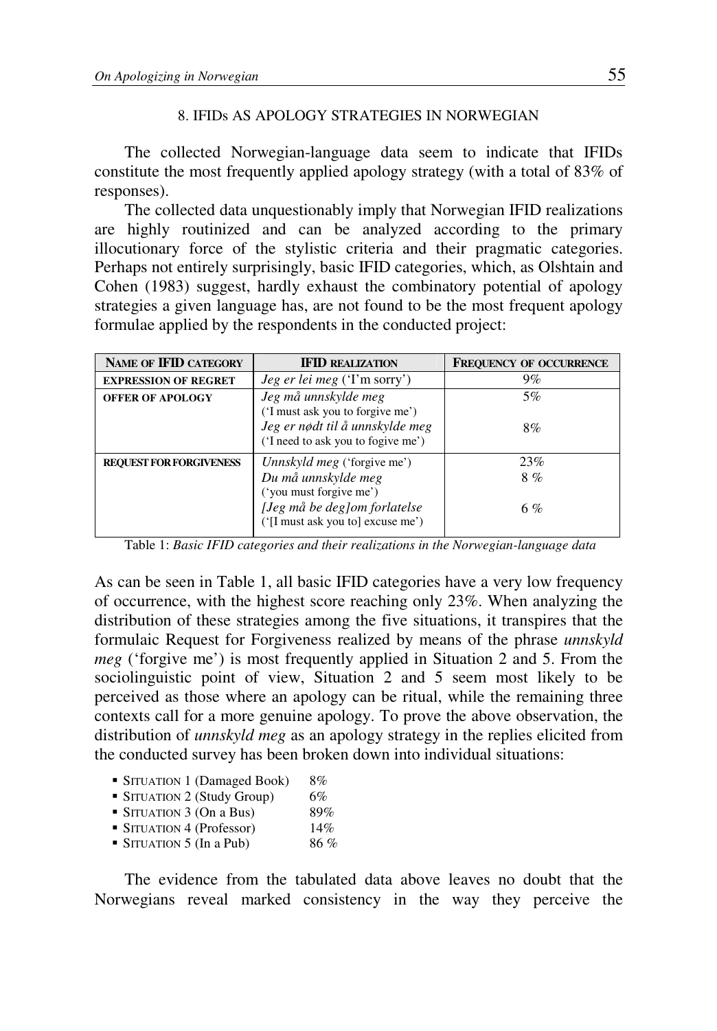## 8. IFIDs AS APOLOGY STRATEGIES IN NORWEGIAN

The collected Norwegian-language data seem to indicate that IFIDs constitute the most frequently applied apology strategy (with a total of 83% of responses).

The collected data unquestionably imply that Norwegian IFID realizations are highly routinized and can be analyzed according to the primary illocutionary force of the stylistic criteria and their pragmatic categories. Perhaps not entirely surprisingly, basic IFID categories, which, as Olshtain and Cohen (1983) suggest, hardly exhaust the combinatory potential of apology strategies a given language has, are not found to be the most frequent apology formulae applied by the respondents in the conducted project:

| NAME OF IFID CATEGORY | IFID REALIZATION | FREQUENCY OF OCCURRENCE |
|---|---|---|
| EXPRESSION OF REGRET | *Jeg er lei meg* ('I'm sorry') | 9% |
| OFFER OF APOLOGY | *Jeg må unnskylde meg* ('I must ask you to forgive me') | 5% |
| | *Jeg er nødt til å unnskylde meg* ('I need to ask you to fogive me') | 8% |
| REQUEST FOR FORGIVENESS | *Unnskyld meg* ('forgive me') | 23% |
| | *Du må unnskylde meg* ('you must forgive me') | 8 % |
| | *[Jeg må be deg]om forlatelse* ('[I must ask you to] excuse me') | 6 % |

Table 1: *Basic IFID categories and their realizations in the Norwegian-language data*

As can be seen in Table 1, all basic IFID categories have a very low frequency of occurrence, with the highest score reaching only 23%. When analyzing the distribution of these strategies among the five situations, it transpires that the formulaic Request for Forgiveness realized by means of the phrase *unnskyld meg* ('forgive me') is most frequently applied in Situation 2 and 5. From the sociolinguistic point of view, Situation 2 and 5 seem most likely to be perceived as those where an apology can be ritual, while the remaining three contexts call for a more genuine apology. To prove the above observation, the distribution of *unnskyld meg* as an apology strategy in the replies elicited from the conducted survey has been broken down into individual situations:

- SITUATION 1 (Damaged Book) 8%
- SITUATION 2 (Study Group) 6%
- SITUATION 3 (On a Bus) 89%
- SITUATION 4 (Professor) 14%
- SITUATION 5 (In a Pub) 86 %

The evidence from the tabulated data above leaves no doubt that the Norwegians reveal marked consistency in the way they perceive the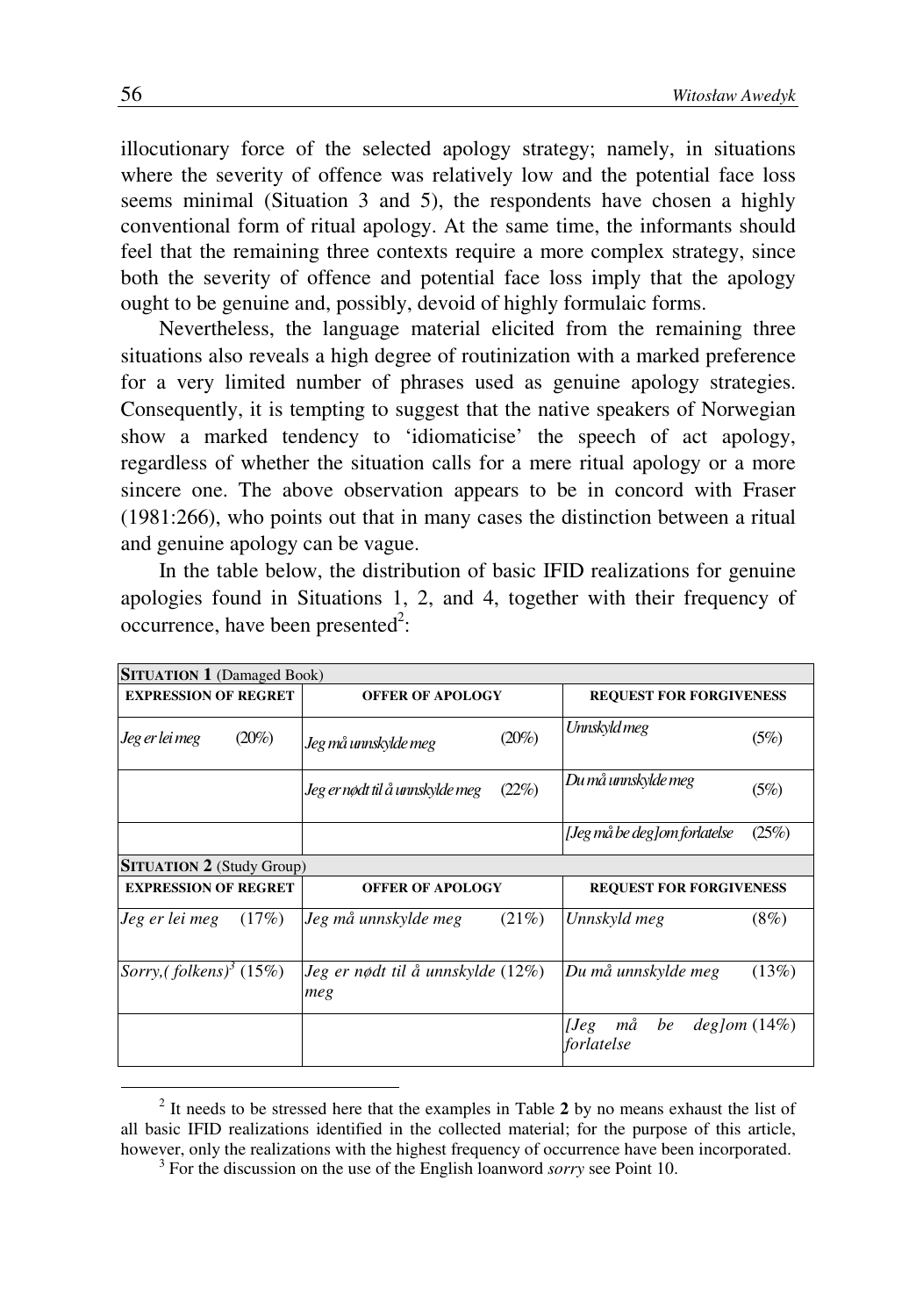illocutionary force of the selected apology strategy; namely, in situations where the severity of offence was relatively low and the potential face loss seems minimal (Situation 3 and 5), the respondents have chosen a highly conventional form of ritual apology. At the same time, the informants should feel that the remaining three contexts require a more complex strategy, since both the severity of offence and potential face loss imply that the apology ought to be genuine and, possibly, devoid of highly formulaic forms.

Nevertheless, the language material elicited from the remaining three situations also reveals a high degree of routinization with a marked preference for a very limited number of phrases used as genuine apology strategies. Consequently, it is tempting to suggest that the native speakers of Norwegian show a marked tendency to 'idiomaticise' the speech of act apology, regardless of whether the situation calls for a mere ritual apology or a more sincere one. The above observation appears to be in concord with Fraser (1981:266), who points out that in many cases the distinction between a ritual and genuine apology can be vague.

In the table below, the distribution of basic IFID realizations for genuine apologies found in Situations 1, 2, and 4, together with their frequency of occurrence, have been presented[2]:

| **SITUATION 1** (Damaged Book) | | |
|---|---|---|
| **EXPRESSION OF REGRET** | **OFFER OF APOLOGY** | **REQUEST FOR FORGIVENESS** |
| *Jeg er lei meg* (20%) | *Jeg må unnskylde meg* (20%) | *Unnskyld meg* (5%) |
| | *Jeg er nødt til å unnskylde meg* (22%) | *Du må unnskylde meg* (5%) |
| | | *[Jeg må be deg]om forlatelse* (25%) |
| **SITUATION 2** (Study Group) | | |
| **EXPRESSION OF REGRET** | **OFFER OF APOLOGY** | **REQUEST FOR FORGIVENESS** |
| *Jeg er lei meg* (17%) | *Jeg må unnskylde meg* (21%) | *Unnskyld meg* (8%) |
| *Sorry,( folkens)*[3] (15%) | *Jeg er nødt til å unnskylde meg* (12%) | *Du må unnskylde meg* (13%) |
| | | *[Jeg må be deg]om forlatelse* (14%) |

[2] It needs to be stressed here that the examples in Table **2** by no means exhaust the list of all basic IFID realizations identified in the collected material; for the purpose of this article, however, only the realizations with the highest frequency of occurrence have been incorporated.

[3] For the discussion on the use of the English loanword *sorry* see Point 10.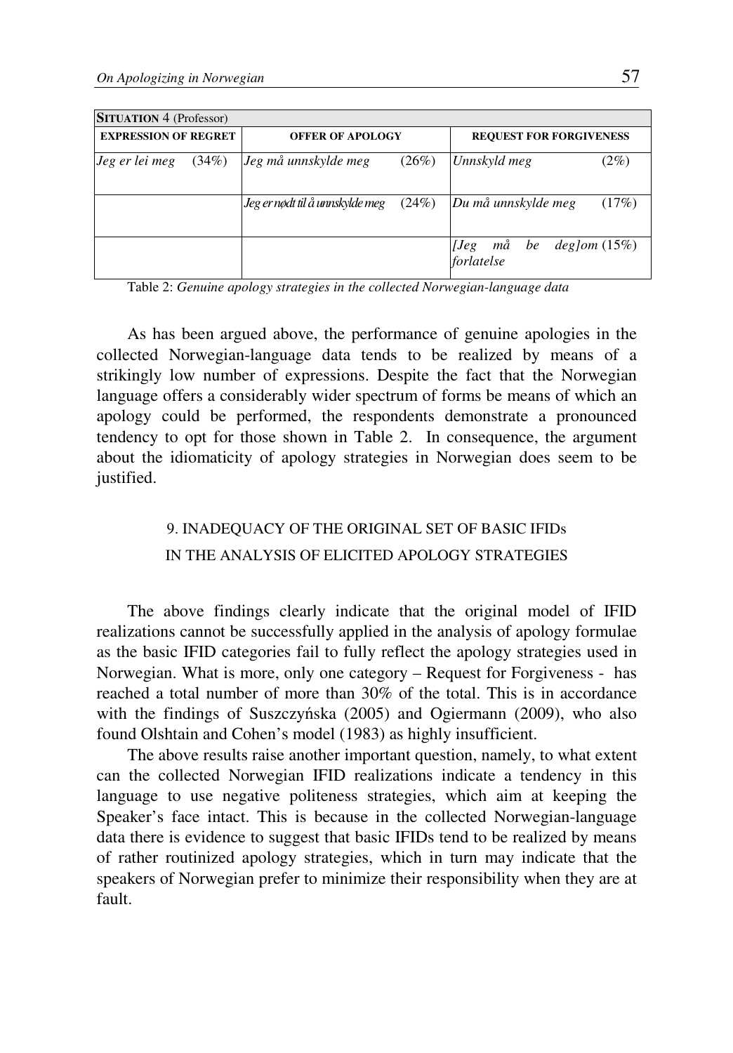| **SITUATION** 4 (Professor) | | |
|---|---|---|
| **EXPRESSION OF REGRET** | **OFFER OF APOLOGY** | **REQUEST FOR FORGIVENESS** |
| *Jeg er lei meg* (34%) | *Jeg må unnskylde meg* (26%) | *Unnskyld meg* (2%) |
| | *Jeg er nødt til å unnskylde meg* (24%) | *Du må unnskylde meg* (17%) |
| | | *[Jeg må be deg]om forlatelse* (15%) |

Table 2: *Genuine apology strategies in the collected Norwegian-language data*

As has been argued above, the performance of genuine apologies in the collected Norwegian-language data tends to be realized by means of a strikingly low number of expressions. Despite the fact that the Norwegian language offers a considerably wider spectrum of forms be means of which an apology could be performed, the respondents demonstrate a pronounced tendency to opt for those shown in Table 2. In consequence, the argument about the idiomaticity of apology strategies in Norwegian does seem to be justified.

## 9. INADEQUACY OF THE ORIGINAL SET OF BASIC IFIDs IN THE ANALYSIS OF ELICITED APOLOGY STRATEGIES

The above findings clearly indicate that the original model of IFID realizations cannot be successfully applied in the analysis of apology formulae as the basic IFID categories fail to fully reflect the apology strategies used in Norwegian. What is more, only one category – Request for Forgiveness - has reached a total number of more than 30% of the total. This is in accordance with the findings of Suszczyńska (2005) and Ogiermann (2009), who also found Olshtain and Cohen's model (1983) as highly insufficient.

The above results raise another important question, namely, to what extent can the collected Norwegian IFID realizations indicate a tendency in this language to use negative politeness strategies, which aim at keeping the Speaker's face intact. This is because in the collected Norwegian-language data there is evidence to suggest that basic IFIDs tend to be realized by means of rather routinized apology strategies, which in turn may indicate that the speakers of Norwegian prefer to minimize their responsibility when they are at fault.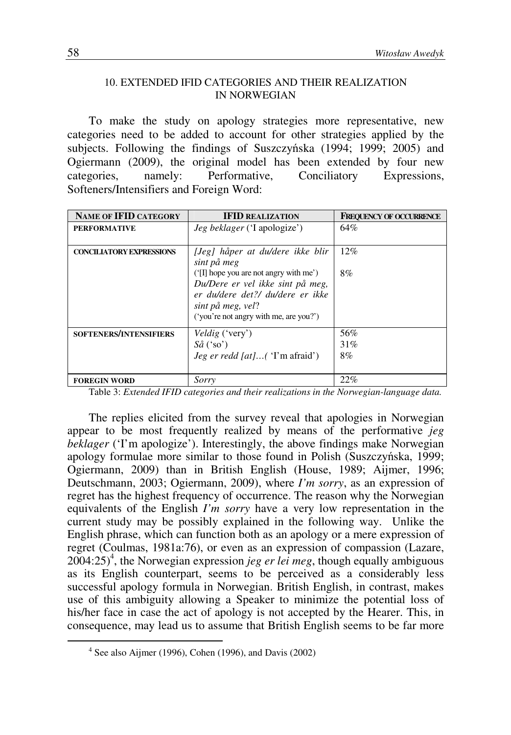## 10. EXTENDED IFID CATEGORIES AND THEIR REALIZATION IN NORWEGIAN

To make the study on apology strategies more representative, new categories need to be added to account for other strategies applied by the subjects. Following the findings of Suszczyńska (1994; 1999; 2005) and Ogiermann (2009), the original model has been extended by four new categories, namely: Performative, Conciliatory Expressions, Softeners/Intensifiers and Foreign Word:

| NAME OF IFID CATEGORY | IFID REALIZATION | FREQUENCY OF OCCURRENCE |
|---|---|---|
| PERFORMATIVE | *Jeg beklager* ('I apologize') | 64% |
| CONCILIATORY EXPRESSIONS | *[Jeg] håper at du/dere ikke blir sint på meg* ('[I] hope you are not angry with me') | 12% |
| | *Du/Dere er vel ikke sint på meg, er du/dere det?/ du/dere er ikke sint på meg, vel*? ('you're not angry with me, are you?') | 8% |
| SOFTENERS/INTENSIFIERS | *Veldig* ('very') | 56% |
| | *Så* ('so') | 31% |
| | *Jeg er redd [at]…(* 'I'm afraid') | 8% |
| FOREGIN WORD | *Sorry* | 22% |

Table 3: *Extended IFID categories and their realizations in the Norwegian-language data.*

The replies elicited from the survey reveal that apologies in Norwegian appear to be most frequently realized by means of the performative *jeg beklager* ('I'm apologize'). Interestingly, the above findings make Norwegian apology formulae more similar to those found in Polish (Suszczyńska, 1999; Ogiermann, 2009) than in British English (House, 1989; Aijmer, 1996; Deutschmann, 2003; Ogiermann, 2009), where *I'm sorry*, as an expression of regret has the highest frequency of occurrence. The reason why the Norwegian equivalents of the English *I'm sorry* have a very low representation in the current study may be possibly explained in the following way. Unlike the English phrase, which can function both as an apology or a mere expression of regret (Coulmas, 1981a:76), or even as an expression of compassion (Lazare, 2004:25)[4], the Norwegian expression *jeg er lei meg*, though equally ambiguous as its English counterpart, seems to be perceived as a considerably less successful apology formula in Norwegian. British English, in contrast, makes use of this ambiguity allowing a Speaker to minimize the potential loss of his/her face in case the act of apology is not accepted by the Hearer. This, in consequence, may lead us to assume that British English seems to be far more

[4] See also Aijmer (1996), Cohen (1996), and Davis (2002)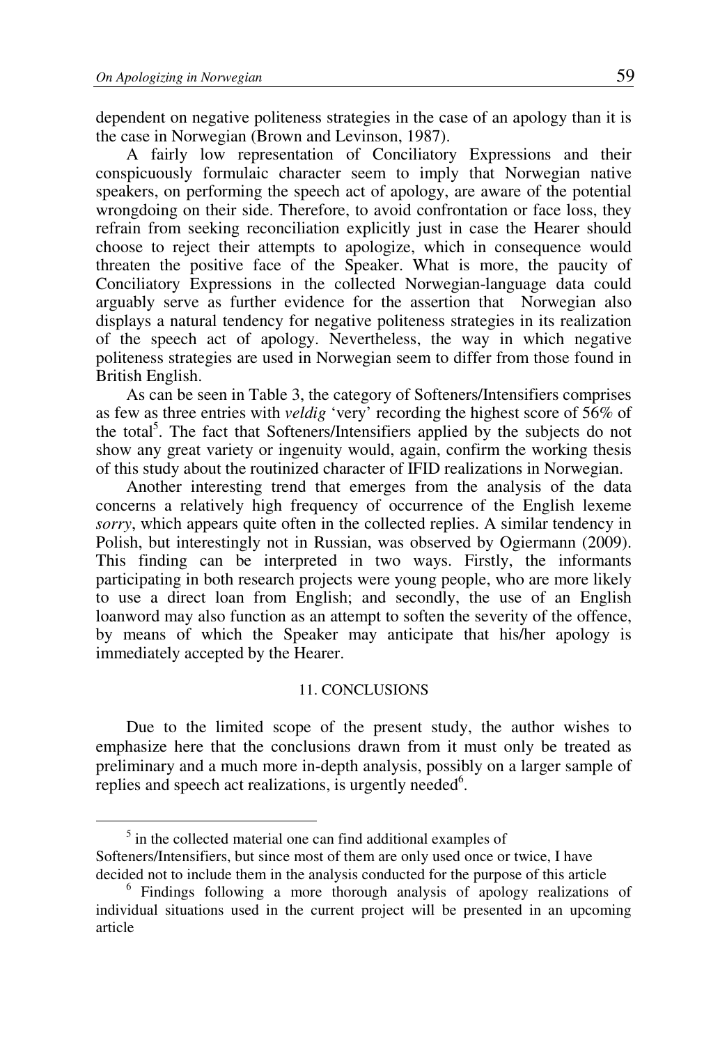dependent on negative politeness strategies in the case of an apology than it is the case in Norwegian (Brown and Levinson, 1987).

A fairly low representation of Conciliatory Expressions and their conspicuously formulaic character seem to imply that Norwegian native speakers, on performing the speech act of apology, are aware of the potential wrongdoing on their side. Therefore, to avoid confrontation or face loss, they refrain from seeking reconciliation explicitly just in case the Hearer should choose to reject their attempts to apologize, which in consequence would threaten the positive face of the Speaker. What is more, the paucity of Conciliatory Expressions in the collected Norwegian-language data could arguably serve as further evidence for the assertion that Norwegian also displays a natural tendency for negative politeness strategies in its realization of the speech act of apology. Nevertheless, the way in which negative politeness strategies are used in Norwegian seem to differ from those found in British English.

As can be seen in Table 3, the category of Softeners/Intensifiers comprises as few as three entries with *veldig* 'very' recording the highest score of 56% of the total[5]. The fact that Softeners/Intensifiers applied by the subjects do not show any great variety or ingenuity would, again, confirm the working thesis of this study about the routinized character of IFID realizations in Norwegian.

Another interesting trend that emerges from the analysis of the data concerns a relatively high frequency of occurrence of the English lexeme *sorry*, which appears quite often in the collected replies. A similar tendency in Polish, but interestingly not in Russian, was observed by Ogiermann (2009). This finding can be interpreted in two ways. Firstly, the informants participating in both research projects were young people, who are more likely to use a direct loan from English; and secondly, the use of an English loanword may also function as an attempt to soften the severity of the offence, by means of which the Speaker may anticipate that his/her apology is immediately accepted by the Hearer.

## 11. CONCLUSIONS

Due to the limited scope of the present study, the author wishes to emphasize here that the conclusions drawn from it must only be treated as preliminary and a much more in-depth analysis, possibly on a larger sample of replies and speech act realizations, is urgently needed[6].

---

[5] in the collected material one can find additional examples of Softeners/Intensifiers, but since most of them are only used once or twice, I have decided not to include them in the analysis conducted for the purpose of this article

[6] Findings following a more thorough analysis of apology realizations of individual situations used in the current project will be presented in an upcoming article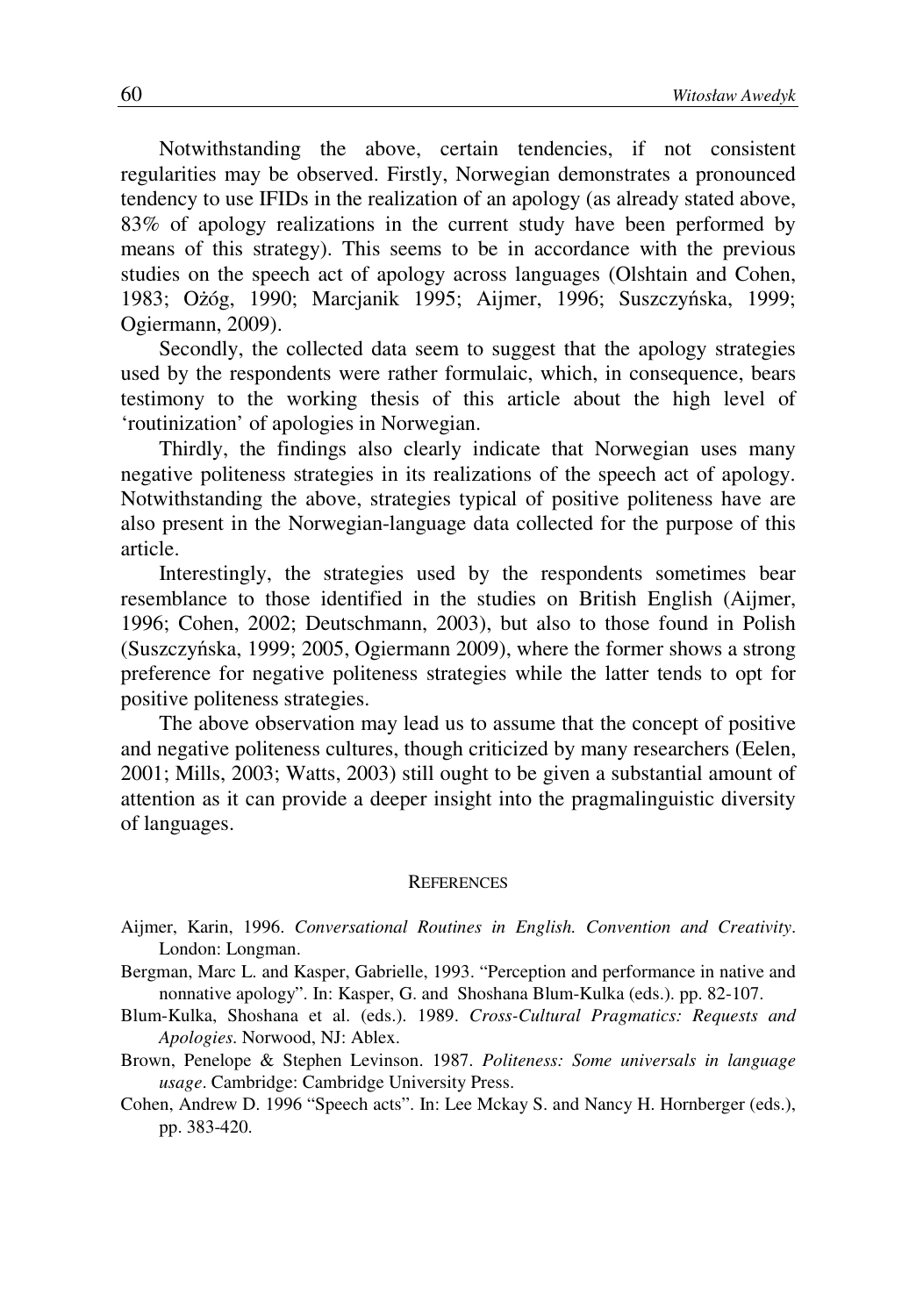Notwithstanding the above, certain tendencies, if not consistent regularities may be observed. Firstly, Norwegian demonstrates a pronounced tendency to use IFIDs in the realization of an apology (as already stated above, 83% of apology realizations in the current study have been performed by means of this strategy). This seems to be in accordance with the previous studies on the speech act of apology across languages (Olshtain and Cohen, 1983; Ożóg, 1990; Marcjanik 1995; Aijmer, 1996; Suszczyńska, 1999; Ogiermann, 2009).

Secondly, the collected data seem to suggest that the apology strategies used by the respondents were rather formulaic, which, in consequence, bears testimony to the working thesis of this article about the high level of 'routinization' of apologies in Norwegian.

Thirdly, the findings also clearly indicate that Norwegian uses many negative politeness strategies in its realizations of the speech act of apology. Notwithstanding the above, strategies typical of positive politeness have are also present in the Norwegian-language data collected for the purpose of this article.

Interestingly, the strategies used by the respondents sometimes bear resemblance to those identified in the studies on British English (Aijmer, 1996; Cohen, 2002; Deutschmann, 2003), but also to those found in Polish (Suszczyńska, 1999; 2005, Ogiermann 2009), where the former shows a strong preference for negative politeness strategies while the latter tends to opt for positive politeness strategies.

The above observation may lead us to assume that the concept of positive and negative politeness cultures, though criticized by many researchers (Eelen, 2001; Mills, 2003; Watts, 2003) still ought to be given a substantial amount of attention as it can provide a deeper insight into the pragmalinguistic diversity of languages.

## REFERENCES

Aijmer, Karin, 1996. *Conversational Routines in English. Convention and Creativity*. London: Longman.

Bergman, Marc L. and Kasper, Gabrielle, 1993. "Perception and performance in native and nonnative apology". In: Kasper, G. and Shoshana Blum-Kulka (eds.). pp. 82-107.

Blum-Kulka, Shoshana et al. (eds.). 1989. *Cross-Cultural Pragmatics: Requests and Apologies*. Norwood, NJ: Ablex.

Brown, Penelope & Stephen Levinson. 1987. *Politeness: Some universals in language usage*. Cambridge: Cambridge University Press.

Cohen, Andrew D. 1996 "Speech acts". In: Lee Mckay S. and Nancy H. Hornberger (eds.), pp. 383-420.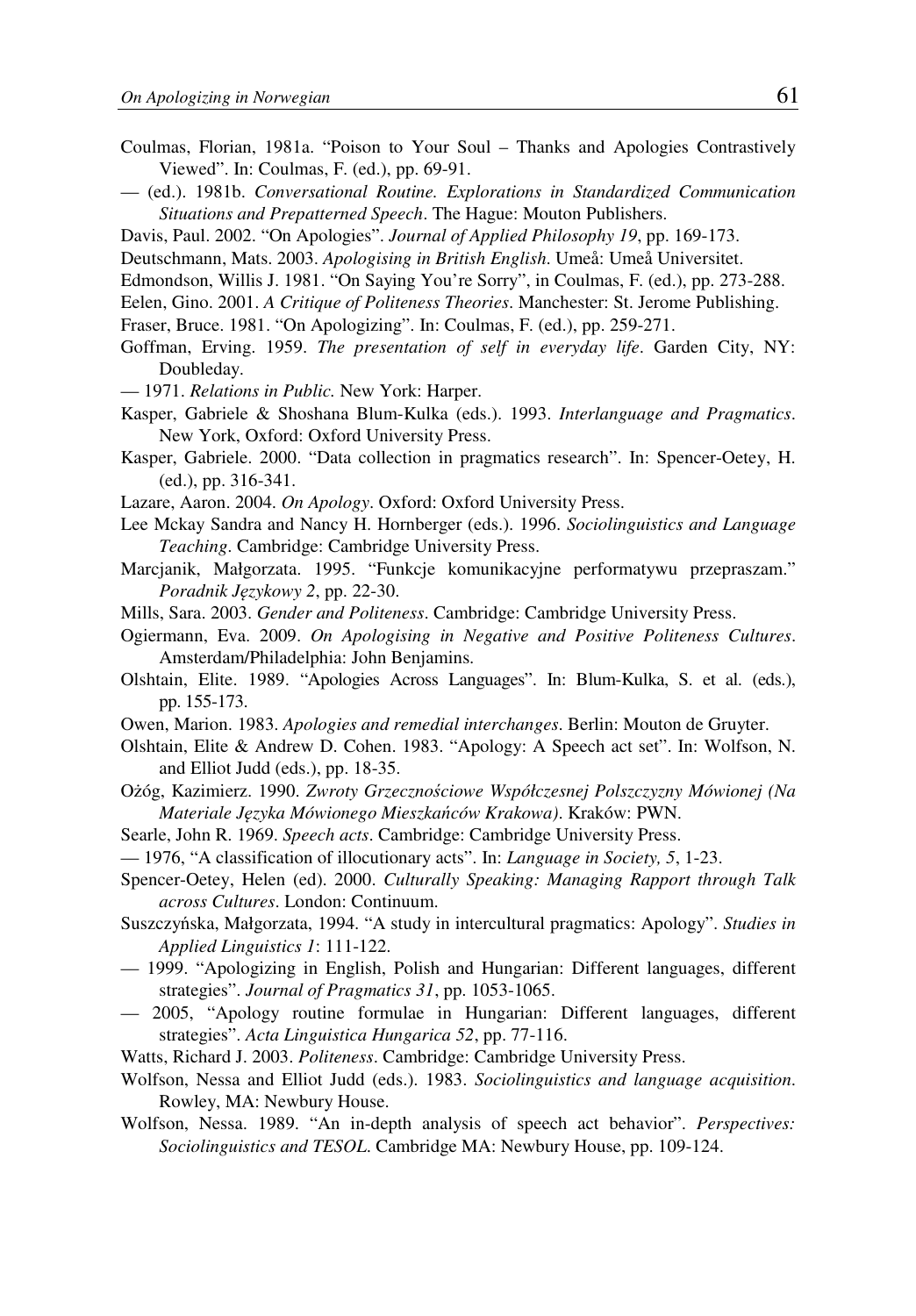Coulmas, Florian, 1981a. "Poison to Your Soul – Thanks and Apologies Contrastively Viewed". In: Coulmas, F. (ed.), pp. 69-91.

— (ed.). 1981b. *Conversational Routine. Explorations in Standardized Communication Situations and Prepatterned Speech*. The Hague: Mouton Publishers.

Davis, Paul. 2002. "On Apologies". *Journal of Applied Philosophy 19*, pp. 169-173.

Deutschmann, Mats. 2003. *Apologising in British English*. Umeå: Umeå Universitet.

Edmondson, Willis J. 1981. "On Saying You're Sorry", in Coulmas, F. (ed.), pp. 273-288.

Eelen, Gino. 2001. *A Critique of Politeness Theories*. Manchester: St. Jerome Publishing.

Fraser, Bruce. 1981. "On Apologizing". In: Coulmas, F. (ed.), pp. 259-271.

Goffman, Erving. 1959. *The presentation of self in everyday life*. Garden City, NY: Doubleday.

— 1971. *Relations in Public.* New York: Harper.

Kasper, Gabriele & Shoshana Blum-Kulka (eds.). 1993. *Interlanguage and Pragmatics*. New York, Oxford: Oxford University Press.

Kasper, Gabriele. 2000. "Data collection in pragmatics research". In: Spencer-Oetey, H. (ed.), pp. 316-341.

Lazare, Aaron. 2004. *On Apology*. Oxford: Oxford University Press.

Lee Mckay Sandra and Nancy H. Hornberger (eds.). 1996. *Sociolinguistics and Language Teaching*. Cambridge: Cambridge University Press.

Marcjanik, Małgorzata. 1995. "Funkcje komunikacyjne performatywu przepraszam." *Poradnik Językowy 2*, pp. 22-30.

Mills, Sara. 2003. *Gender and Politeness*. Cambridge: Cambridge University Press.

Ogiermann, Eva. 2009. *On Apologising in Negative and Positive Politeness Cultures*. Amsterdam/Philadelphia: John Benjamins.

Olshtain, Elite. 1989. "Apologies Across Languages". In: Blum-Kulka, S. et al. (eds.), pp. 155-173.

Owen, Marion. 1983. *Apologies and remedial interchanges*. Berlin: Mouton de Gruyter.

Olshtain, Elite & Andrew D. Cohen. 1983. "Apology: A Speech act set". In: Wolfson, N. and Elliot Judd (eds.), pp. 18-35.

Ożóg, Kazimierz. 1990. *Zwroty Grzecznościowe Współczesnej Polszczyzny Mówionej (Na Materiale Języka Mówionego Mieszkańców Krakowa)*. Kraków: PWN.

Searle, John R. 1969. *Speech acts*. Cambridge: Cambridge University Press.

— 1976, "A classification of illocutionary acts". In: *Language in Society, 5*, 1-23.

Spencer-Oetey, Helen (ed). 2000. *Culturally Speaking: Managing Rapport through Talk across Cultures*. London: Continuum.

Suszczyńska, Małgorzata, 1994. "A study in intercultural pragmatics: Apology". *Studies in Applied Linguistics 1*: 111-122.

— 1999. "Apologizing in English, Polish and Hungarian: Different languages, different strategies". *Journal of Pragmatics 31*, pp. 1053-1065.

— 2005, "Apology routine formulae in Hungarian: Different languages, different strategies". *Acta Linguistica Hungarica 52*, pp. 77-116.

Watts, Richard J. 2003. *Politeness*. Cambridge: Cambridge University Press.

Wolfson, Nessa and Elliot Judd (eds.). 1983. *Sociolinguistics and language acquisition*. Rowley, MA: Newbury House.

Wolfson, Nessa. 1989. "An in-depth analysis of speech act behavior". *Perspectives: Sociolinguistics and TESOL*. Cambridge MA: Newbury House, pp. 109-124.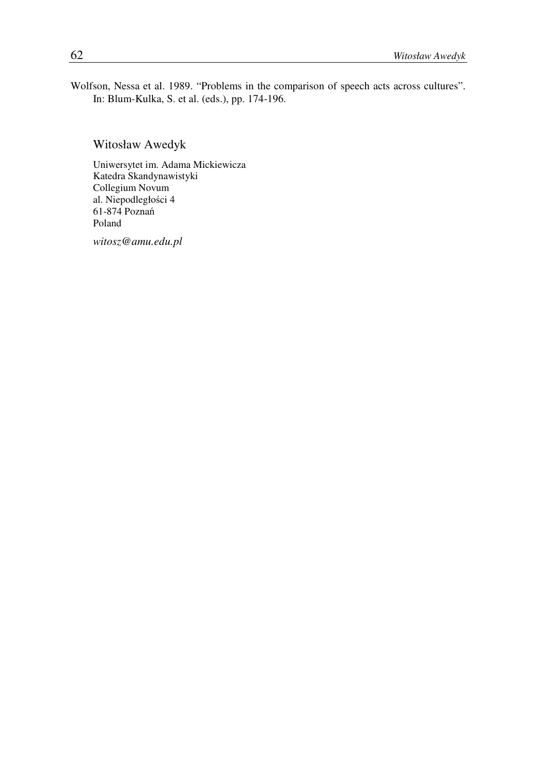Wolfson, Nessa et al. 1989. "Problems in the comparison of speech acts across cultures". In: Blum-Kulka, S. et al. (eds.), pp. 174-196.

Witosław Awedyk

Uniwersytet im. Adama Mickiewicza
Katedra Skandynawistyki
Collegium Novum
al. Niepodległości 4
61-874 Poznań
Poland

*witosz@amu.edu.pl*